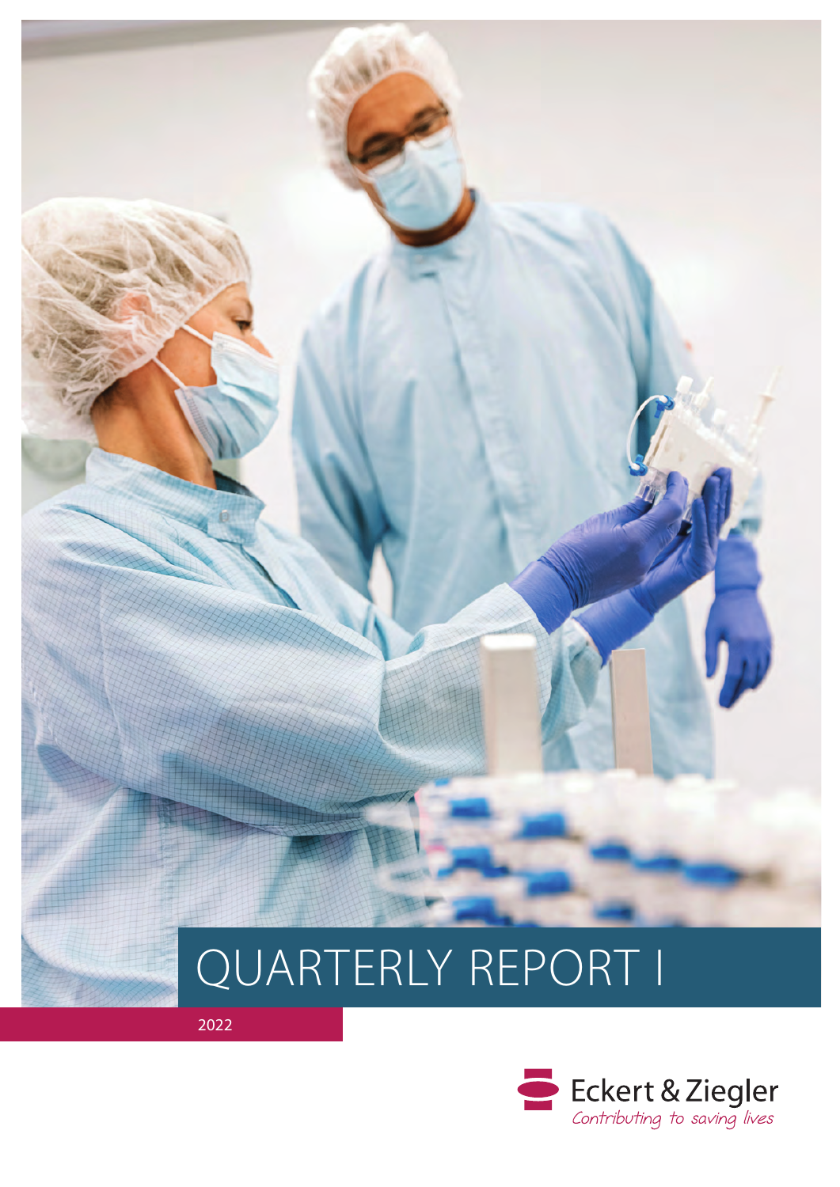# QUARTERLY REPORT I

2022

Eckert & Ziegler

*Contributing to saving lives*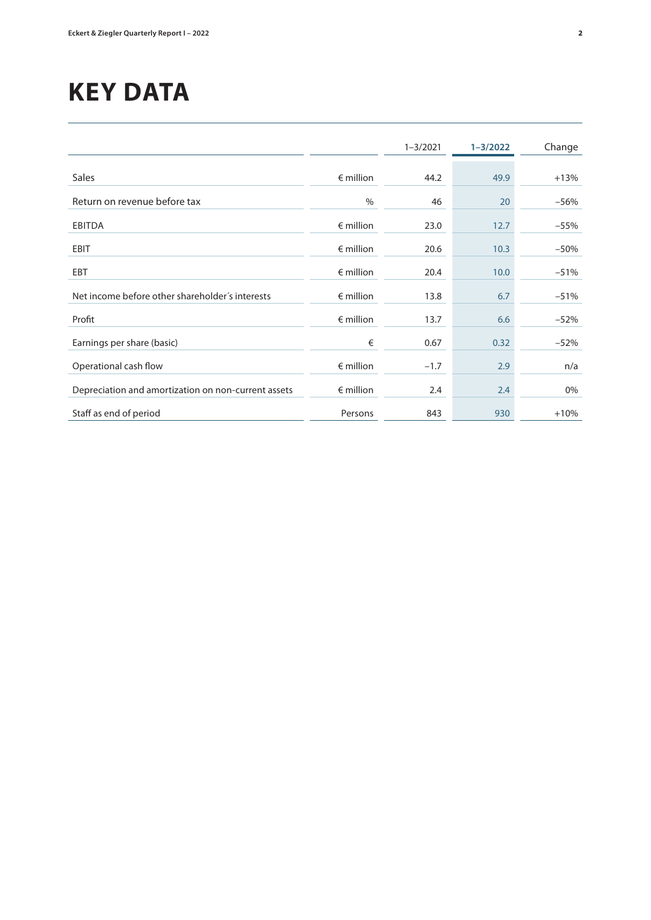# KEY DATA

| | | 1–3/2021 | 1–3/2022 | Change |
|---|---|---|---|---|
| Sales | € million | 44.2 | 49.9 | +13% |
| Return on revenue before tax | % | 46 | 20 | –56% |
| EBITDA | € million | 23.0 | 12.7 | –55% |
| EBIT | € million | 20.6 | 10.3 | –50% |
| EBT | € million | 20.4 | 10.0 | –51% |
| Net income before other shareholder´s interests | € million | 13.8 | 6.7 | –51% |
| Profit | € million | 13.7 | 6.6 | –52% |
| Earnings per share (basic) | € | 0.67 | 0.32 | –52% |
| Operational cash flow | € million | –1.7 | 2.9 | n/a |
| Depreciation and amortization on non-current assets | € million | 2.4 | 2.4 | 0% |
| Staff as end of period | Persons | 843 | 930 | +10% |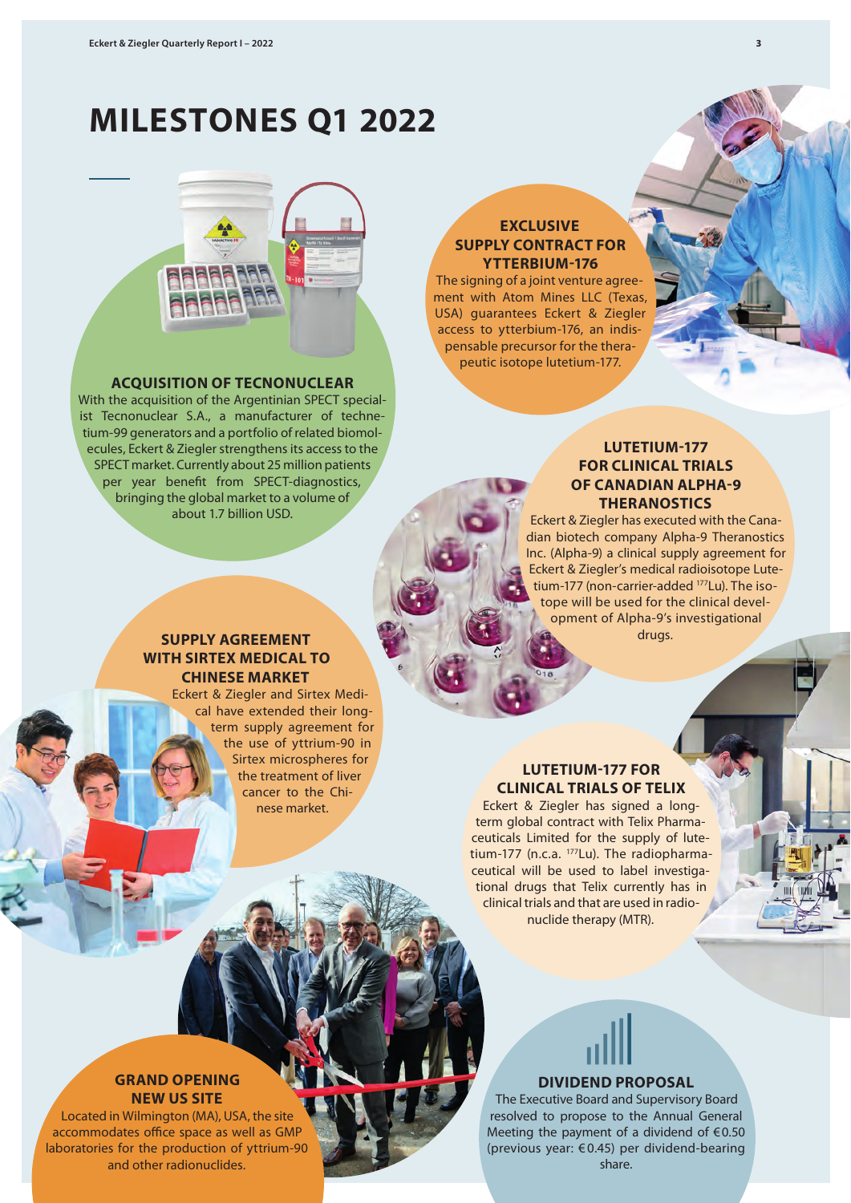# MILESTONES Q1 2022

## ACQUISITION OF TECNONUCLEAR

With the acquisition of the Argentinian SPECT specialist Tecnonuclear S.A., a manufacturer of technetium-99 generators and a portfolio of related biomolecules, Eckert & Ziegler strengthens its access to the SPECT market. Currently about 25 million patients per year benefit from SPECT-diagnostics, bringing the global market to a volume of about 1.7 billion USD.

## EXCLUSIVE SUPPLY CONTRACT FOR YTTERBIUM-176

The signing of a joint venture agreement with Atom Mines LLC (Texas, USA) guarantees Eckert & Ziegler access to ytterbium-176, an indispensable precursor for the therapeutic isotope lutetium-177.

## LUTETIUM-177 FOR CLINICAL TRIALS OF CANADIAN ALPHA-9 THERANOSTICS

Eckert & Ziegler has executed with the Canadian biotech company Alpha-9 Theranostics Inc. (Alpha-9) a clinical supply agreement for Eckert & Ziegler's medical radioisotope Lutetium-177 (non-carrier-added $^{177}$Lu). The isotope will be used for the clinical development of Alpha-9's investigational drugs.

## SUPPLY AGREEMENT WITH SIRTEX MEDICAL TO CHINESE MARKET

Eckert & Ziegler and Sirtex Medical have extended their long-term supply agreement for the use of yttrium-90 in Sirtex microspheres for the treatment of liver cancer to the Chinese market.

## LUTETIUM-177 FOR CLINICAL TRIALS OF TELIX

Eckert & Ziegler has signed a long-term global contract with Telix Pharmaceuticals Limited for the supply of lutetium-177 (n.c.a. $^{177}$Lu). The radiopharmaceutical will be used to label investigational drugs that Telix currently has in clinical trials and that are used in radionuclide therapy (MTR).

## GRAND OPENING NEW US SITE

Located in Wilmington (MA), USA, the site accommodates office space as well as GMP laboratories for the production of yttrium-90 and other radionuclides.

## DIVIDEND PROPOSAL

The Executive Board and Supervisory Board resolved to propose to the Annual General Meeting the payment of a dividend of €0.50 (previous year: €0.45) per dividend-bearing share.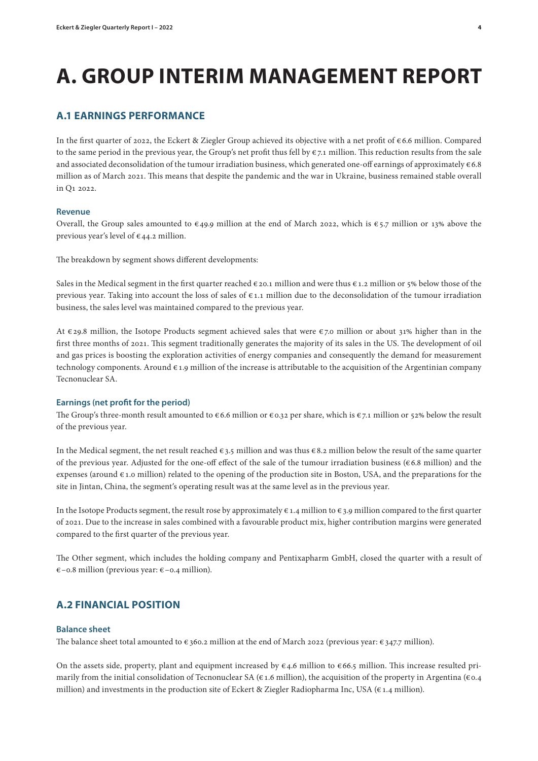# A. GROUP INTERIM MANAGEMENT REPORT

## A.1 EARNINGS PERFORMANCE

In the first quarter of 2022, the Eckert & Ziegler Group achieved its objective with a net profit of € 6.6 million. Compared to the same period in the previous year, the Group's net profit thus fell by € 7.1 million. This reduction results from the sale and associated deconsolidation of the tumour irradiation business, which generated one-off earnings of approximately € 6.8 million as of March 2021. This means that despite the pandemic and the war in Ukraine, business remained stable overall in Q1 2022.

### Revenue

Overall, the Group sales amounted to € 49.9 million at the end of March 2022, which is € 5.7 million or 13% above the previous year's level of € 44.2 million.

The breakdown by segment shows different developments:

Sales in the Medical segment in the first quarter reached € 20.1 million and were thus € 1.2 million or 5% below those of the previous year. Taking into account the loss of sales of € 1.1 million due to the deconsolidation of the tumour irradiation business, the sales level was maintained compared to the previous year.

At € 29.8 million, the Isotope Products segment achieved sales that were € 7.0 million or about 31% higher than in the first three months of 2021. This segment traditionally generates the majority of its sales in the US. The development of oil and gas prices is boosting the exploration activities of energy companies and consequently the demand for measurement technology components. Around € 1.9 million of the increase is attributable to the acquisition of the Argentinian company Tecnonuclear SA.

### Earnings (net profit for the period)

The Group's three-month result amounted to € 6.6 million or € 0.32 per share, which is € 7.1 million or 52% below the result of the previous year.

In the Medical segment, the net result reached € 3.5 million and was thus € 8.2 million below the result of the same quarter of the previous year. Adjusted for the one-off effect of the sale of the tumour irradiation business (€ 6.8 million) and the expenses (around € 1.0 million) related to the opening of the production site in Boston, USA, and the preparations for the site in Jintan, China, the segment's operating result was at the same level as in the previous year.

In the Isotope Products segment, the result rose by approximately € 1.4 million to € 3.9 million compared to the first quarter of 2021. Due to the increase in sales combined with a favourable product mix, higher contribution margins were generated compared to the first quarter of the previous year.

The Other segment, which includes the holding company and Pentixapharm GmbH, closed the quarter with a result of € –0.8 million (previous year: € –0.4 million).

## A.2 FINANCIAL POSITION

### Balance sheet

The balance sheet total amounted to € 360.2 million at the end of March 2022 (previous year: € 347.7 million).

On the assets side, property, plant and equipment increased by € 4.6 million to € 66.5 million. This increase resulted primarily from the initial consolidation of Tecnonuclear SA (€ 1.6 million), the acquisition of the property in Argentina (€ 0.4 million) and investments in the production site of Eckert & Ziegler Radiopharma Inc, USA (€ 1.4 million).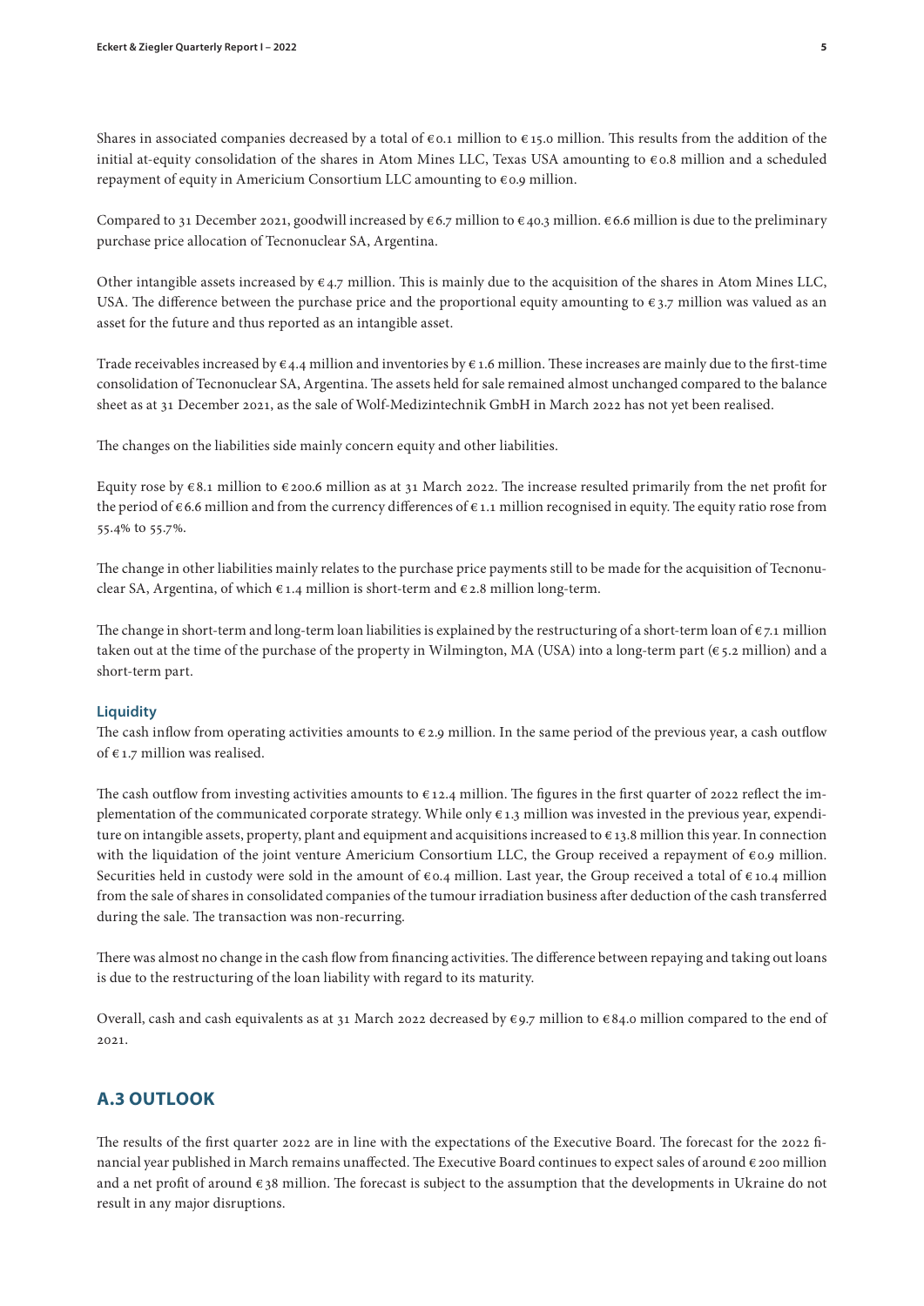Shares in associated companies decreased by a total of € 0.1 million to € 15.0 million. This results from the addition of the initial at-equity consolidation of the shares in Atom Mines LLC, Texas USA amounting to € 0.8 million and a scheduled repayment of equity in Americium Consortium LLC amounting to € 0.9 million.

Compared to 31 December 2021, goodwill increased by € 6.7 million to € 40.3 million. € 6.6 million is due to the preliminary purchase price allocation of Tecnonuclear SA, Argentina.

Other intangible assets increased by € 4.7 million. This is mainly due to the acquisition of the shares in Atom Mines LLC, USA. The difference between the purchase price and the proportional equity amounting to € 3.7 million was valued as an asset for the future and thus reported as an intangible asset.

Trade receivables increased by € 4.4 million and inventories by € 1.6 million. These increases are mainly due to the first-time consolidation of Tecnonuclear SA, Argentina. The assets held for sale remained almost unchanged compared to the balance sheet as at 31 December 2021, as the sale of Wolf-Medizintechnik GmbH in March 2022 has not yet been realised.

The changes on the liabilities side mainly concern equity and other liabilities.

Equity rose by € 8.1 million to € 200.6 million as at 31 March 2022. The increase resulted primarily from the net profit for the period of € 6.6 million and from the currency differences of € 1.1 million recognised in equity. The equity ratio rose from 55.4% to 55.7%.

The change in other liabilities mainly relates to the purchase price payments still to be made for the acquisition of Tecnonuclear SA, Argentina, of which € 1.4 million is short-term and € 2.8 million long-term.

The change in short-term and long-term loan liabilities is explained by the restructuring of a short-term loan of € 7.1 million taken out at the time of the purchase of the property in Wilmington, MA (USA) into a long-term part (€ 5.2 million) and a short-term part.

### Liquidity

The cash inflow from operating activities amounts to € 2.9 million. In the same period of the previous year, a cash outflow of € 1.7 million was realised.

The cash outflow from investing activities amounts to € 12.4 million. The figures in the first quarter of 2022 reflect the implementation of the communicated corporate strategy. While only € 1.3 million was invested in the previous year, expenditure on intangible assets, property, plant and equipment and acquisitions increased to € 13.8 million this year. In connection with the liquidation of the joint venture Americium Consortium LLC, the Group received a repayment of € 0.9 million. Securities held in custody were sold in the amount of € 0.4 million. Last year, the Group received a total of € 10.4 million from the sale of shares in consolidated companies of the tumour irradiation business after deduction of the cash transferred during the sale. The transaction was non-recurring.

There was almost no change in the cash flow from financing activities. The difference between repaying and taking out loans is due to the restructuring of the loan liability with regard to its maturity.

Overall, cash and cash equivalents as at 31 March 2022 decreased by € 9.7 million to € 84.0 million compared to the end of 2021.

## A.3 OUTLOOK

The results of the first quarter 2022 are in line with the expectations of the Executive Board. The forecast for the 2022 financial year published in March remains unaffected. The Executive Board continues to expect sales of around € 200 million and a net profit of around € 38 million. The forecast is subject to the assumption that the developments in Ukraine do not result in any major disruptions.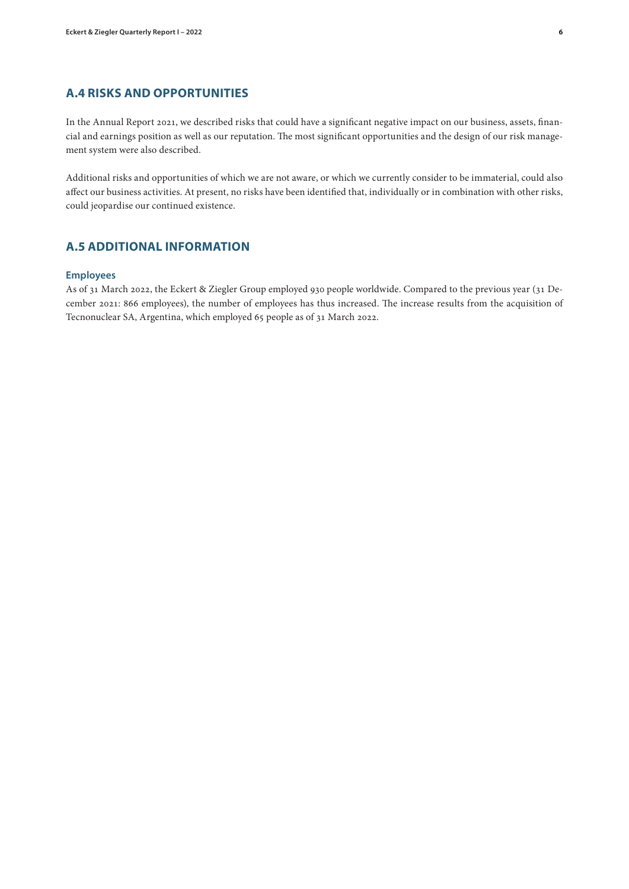## A.4 RISKS AND OPPORTUNITIES

In the Annual Report 2021, we described risks that could have a significant negative impact on our business, assets, financial and earnings position as well as our reputation. The most significant opportunities and the design of our risk management system were also described.

Additional risks and opportunities of which we are not aware, or which we currently consider to be immaterial, could also affect our business activities. At present, no risks have been identified that, individually or in combination with other risks, could jeopardise our continued existence.

## A.5 ADDITIONAL INFORMATION

### Employees

As of 31 March 2022, the Eckert & Ziegler Group employed 930 people worldwide. Compared to the previous year (31 December 2021: 866 employees), the number of employees has thus increased. The increase results from the acquisition of Tecnonuclear SA, Argentina, which employed 65 people as of 31 March 2022.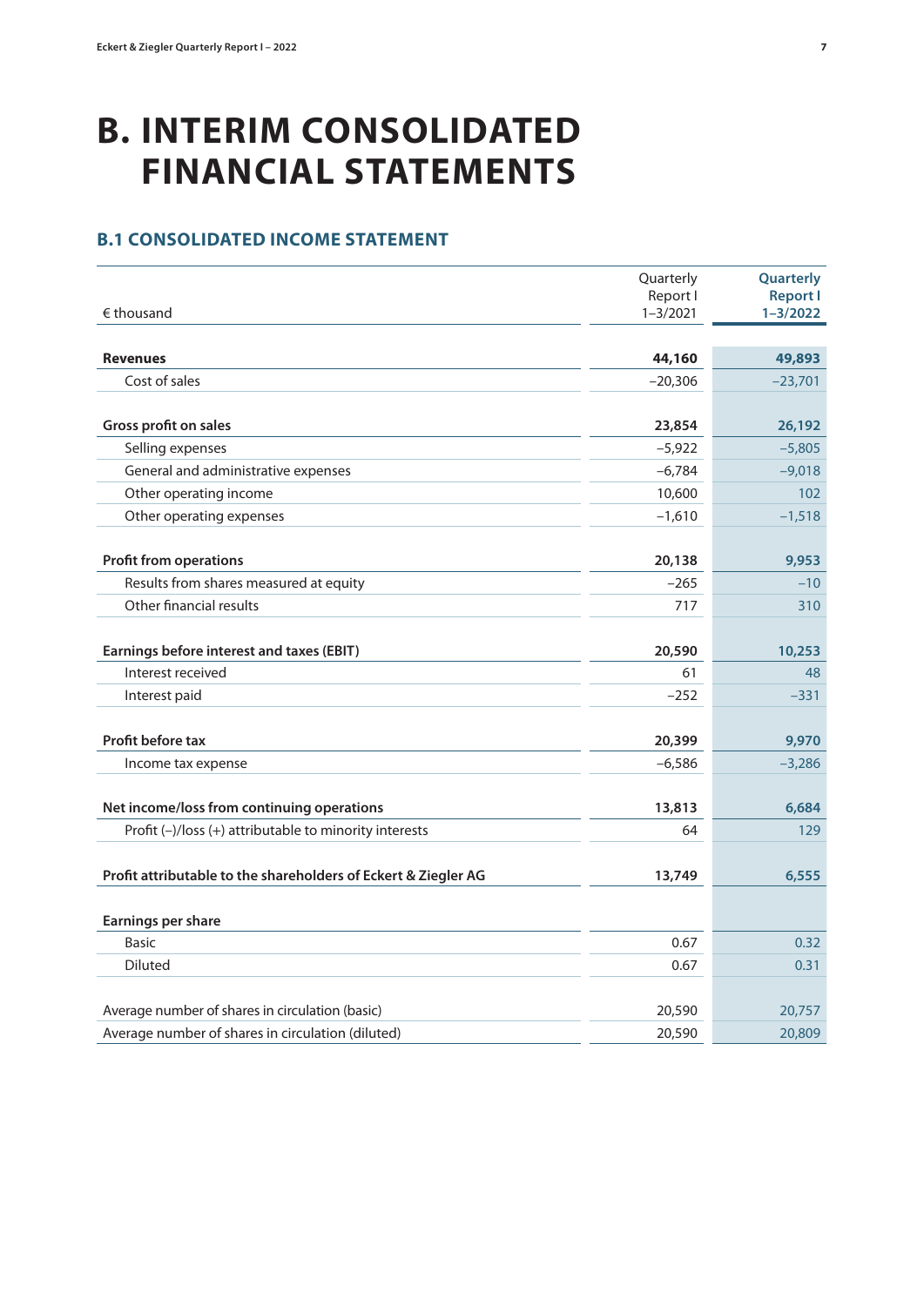# B. INTERIM CONSOLIDATED FINANCIAL STATEMENTS

## B.1 CONSOLIDATED INCOME STATEMENT

| € thousand | Quarterly Report I 1–3/2021 | **Quarterly Report I 1–3/2022** |
|---|---|---|
| **Revenues** | **44,160** | **49,893** |
| Cost of sales | –20,306 | –23,701 |
| **Gross profit on sales** | **23,854** | **26,192** |
| Selling expenses | –5,922 | –5,805 |
| General and administrative expenses | –6,784 | –9,018 |
| Other operating income | 10,600 | 102 |
| Other operating expenses | –1,610 | –1,518 |
| **Profit from operations** | **20,138** | **9,953** |
| Results from shares measured at equity | –265 | –10 |
| Other financial results | 717 | 310 |
| **Earnings before interest and taxes (EBIT)** | **20,590** | **10,253** |
| Interest received | 61 | 48 |
| Interest paid | –252 | –331 |
| **Profit before tax** | **20,399** | **9,970** |
| Income tax expense | –6,586 | –3,286 |
| **Net income/loss from continuing operations** | **13,813** | **6,684** |
| Profit (–)/loss (+) attributable to minority interests | 64 | 129 |
| **Profit attributable to the shareholders of Eckert & Ziegler AG** | **13,749** | **6,555** |
| **Earnings per share** | | |
| Basic | 0.67 | 0.32 |
| Diluted | 0.67 | 0.31 |
| Average number of shares in circulation (basic) | 20,590 | 20,757 |
| Average number of shares in circulation (diluted) | 20,590 | 20,809 |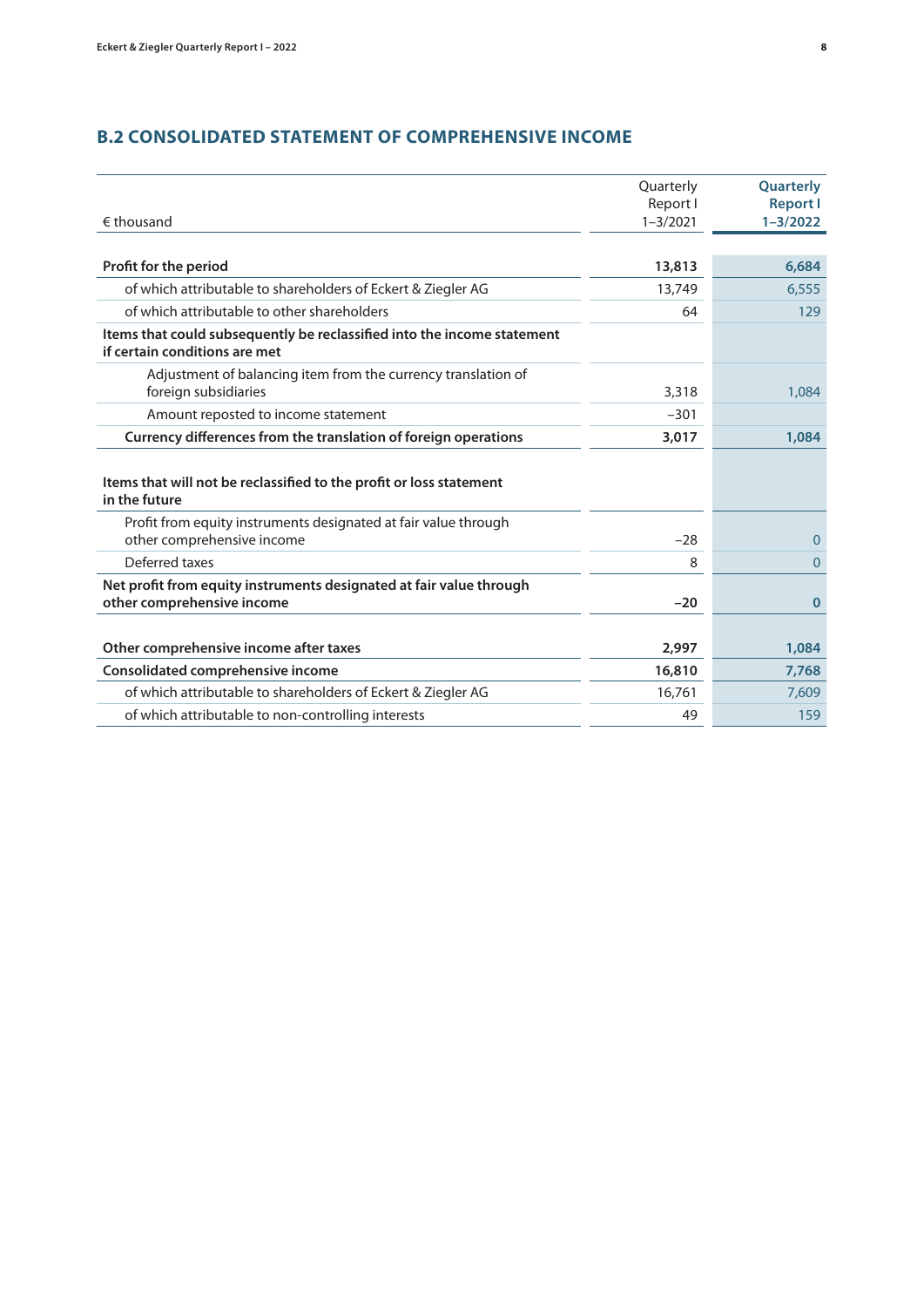## B.2 CONSOLIDATED STATEMENT OF COMPREHENSIVE INCOME

| € thousand | Quarterly Report I 1–3/2021 | Quarterly Report I 1–3/2022 |
|---|---|---|
| **Profit for the period** | **13,813** | **6,684** |
| of which attributable to shareholders of Eckert & Ziegler AG | 13,749 | 6,555 |
| of which attributable to other shareholders | 64 | 129 |
| **Items that could subsequently be reclassified into the income statement if certain conditions are met** | | |
| Adjustment of balancing item from the currency translation of foreign subsidiaries | 3,318 | 1,084 |
| Amount reposted to income statement | −301 | |
| **Currency differences from the translation of foreign operations** | **3,017** | **1,084** |
| **Items that will not be reclassified to the profit or loss statement in the future** | | |
| Profit from equity instruments designated at fair value through other comprehensive income | −28 | 0 |
| Deferred taxes | 8 | 0 |
| **Net profit from equity instruments designated at fair value through other comprehensive income** | **−20** | **0** |
| **Other comprehensive income after taxes** | **2,997** | **1,084** |
| **Consolidated comprehensive income** | **16,810** | **7,768** |
| of which attributable to shareholders of Eckert & Ziegler AG | 16,761 | 7,609 |
| of which attributable to non-controlling interests | 49 | 159 |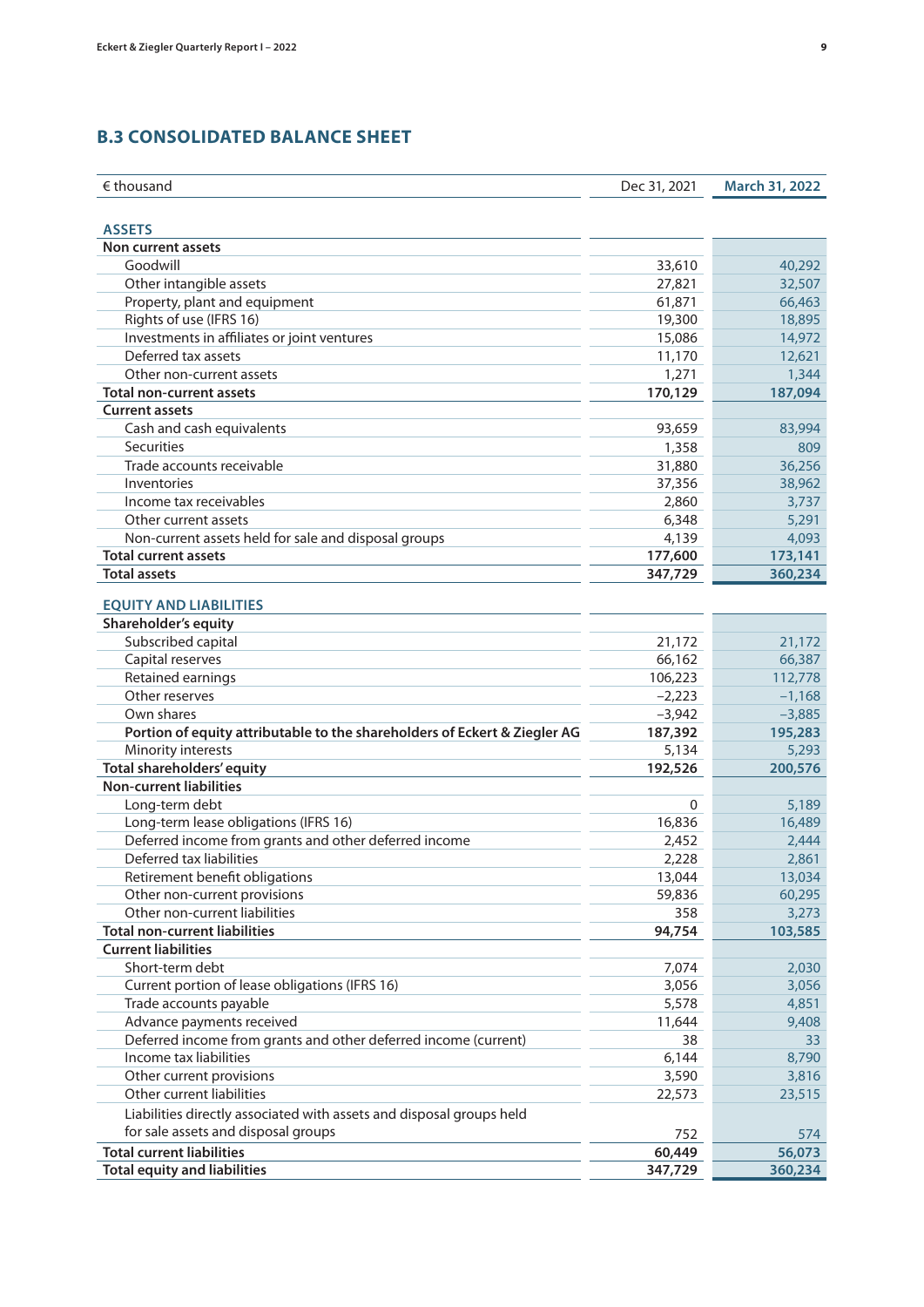## B.3 CONSOLIDATED BALANCE SHEET

| € thousand | Dec 31, 2021 | March 31, 2022 |
|---|---|---|
| **ASSETS** | | |
| **Non current assets** | | |
| Goodwill | 33,610 | 40,292 |
| Other intangible assets | 27,821 | 32,507 |
| Property, plant and equipment | 61,871 | 66,463 |
| Rights of use (IFRS 16) | 19,300 | 18,895 |
| Investments in affiliates or joint ventures | 15,086 | 14,972 |
| Deferred tax assets | 11,170 | 12,621 |
| Other non-current assets | 1,271 | 1,344 |
| **Total non-current assets** | **170,129** | **187,094** |
| **Current assets** | | |
| Cash and cash equivalents | 93,659 | 83,994 |
| Securities | 1,358 | 809 |
| Trade accounts receivable | 31,880 | 36,256 |
| Inventories | 37,356 | 38,962 |
| Income tax receivables | 2,860 | 3,737 |
| Other current assets | 6,348 | 5,291 |
| Non-current assets held for sale and disposal groups | 4,139 | 4,093 |
| **Total current assets** | **177,600** | **173,141** |
| **Total assets** | **347,729** | **360,234** |
| **EQUITY AND LIABILITIES** | | |
| **Shareholder's equity** | | |
| Subscribed capital | 21,172 | 21,172 |
| Capital reserves | 66,162 | 66,387 |
| Retained earnings | 106,223 | 112,778 |
| Other reserves | −2,223 | −1,168 |
| Own shares | −3,942 | −3,885 |
| **Portion of equity attributable to the shareholders of Eckert & Ziegler AG** | **187,392** | **195,283** |
| Minority interests | 5,134 | 5,293 |
| **Total shareholders' equity** | **192,526** | **200,576** |
| **Non-current liabilities** | | |
| Long-term debt | 0 | 5,189 |
| Long-term lease obligations (IFRS 16) | 16,836 | 16,489 |
| Deferred income from grants and other deferred income | 2,452 | 2,444 |
| Deferred tax liabilities | 2,228 | 2,861 |
| Retirement benefit obligations | 13,044 | 13,034 |
| Other non-current provisions | 59,836 | 60,295 |
| Other non-current liabilities | 358 | 3,273 |
| **Total non-current liabilities** | **94,754** | **103,585** |
| **Current liabilities** | | |
| Short-term debt | 7,074 | 2,030 |
| Current portion of lease obligations (IFRS 16) | 3,056 | 3,056 |
| Trade accounts payable | 5,578 | 4,851 |
| Advance payments received | 11,644 | 9,408 |
| Deferred income from grants and other deferred income (current) | 38 | 33 |
| Income tax liabilities | 6,144 | 8,790 |
| Other current provisions | 3,590 | 3,816 |
| Other current liabilities | 22,573 | 23,515 |
| Liabilities directly associated with assets and disposal groups held for sale assets and disposal groups | 752 | 574 |
| **Total current liabilities** | **60,449** | **56,073** |
| **Total equity and liabilities** | **347,729** | **360,234** |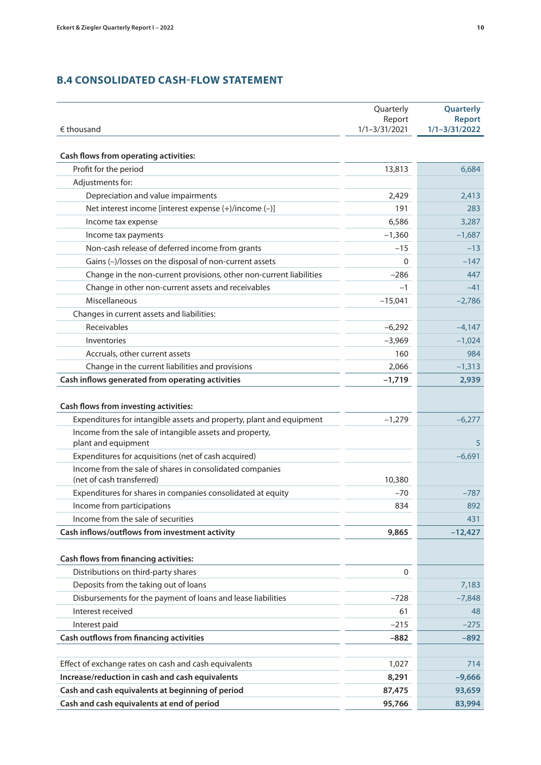## B.4 CONSOLIDATED CASH-FLOW STATEMENT

| € thousand | Quarterly Report 1/1–3/31/2021 | Quarterly Report 1/1–3/31/2022 |
|---|---|---|
| **Cash flows from operating activities:** | | |
| Profit for the period | 13,813 | 6,684 |
| Adjustments for: | | |
| Depreciation and value impairments | 2,429 | 2,413 |
| Net interest income [interest expense (+)/income (–)] | 191 | 283 |
| Income tax expense | 6,586 | 3,287 |
| Income tax payments | –1,360 | –1,687 |
| Non-cash release of deferred income from grants | –15 | –13 |
| Gains (–)/losses on the disposal of non-current assets | 0 | –147 |
| Change in the non-current provisions, other non-current liabilities | –286 | 447 |
| Change in other non-current assets and receivables | –1 | –41 |
| Miscellaneous | –15,041 | –2,786 |
| Changes in current assets and liabilities: | | |
| Receivables | –6,292 | –4,147 |
| Inventories | –3,969 | –1,024 |
| Accruals, other current assets | 160 | 984 |
| Change in the current liabilities and provisions | 2,066 | –1,313 |
| **Cash inflows generated from operating activities** | **–1,719** | **2,939** |
| **Cash flows from investing activities:** | | |
| Expenditures for intangible assets and property, plant and equipment | –1,279 | –6,277 |
| Income from the sale of intangible assets and property, plant and equipment | | 5 |
| Expenditures for acquisitions (net of cash acquired) | | –6,691 |
| Income from the sale of shares in consolidated companies (net of cash transferred) | 10,380 | |
| Expenditures for shares in companies consolidated at equity | –70 | –787 |
| Income from participations | 834 | 892 |
| Income from the sale of securities | | 431 |
| **Cash inflows/outflows from investment activity** | **9,865** | **–12,427** |
| **Cash flows from financing activities:** | | |
| Distributions on third-party shares | 0 | |
| Deposits from the taking out of loans | | 7,183 |
| Disbursements for the payment of loans and lease liabilities | –728 | –7,848 |
| Interest received | 61 | 48 |
| Interest paid | –215 | –275 |
| **Cash outflows from financing activities** | **–882** | **–892** |
| Effect of exchange rates on cash and cash equivalents | 1,027 | 714 |
| **Increase/reduction in cash and cash equivalents** | **8,291** | **–9,666** |
| **Cash and cash equivalents at beginning of period** | **87,475** | **93,659** |
| **Cash and cash equivalents at end of period** | **95,766** | **83,994** |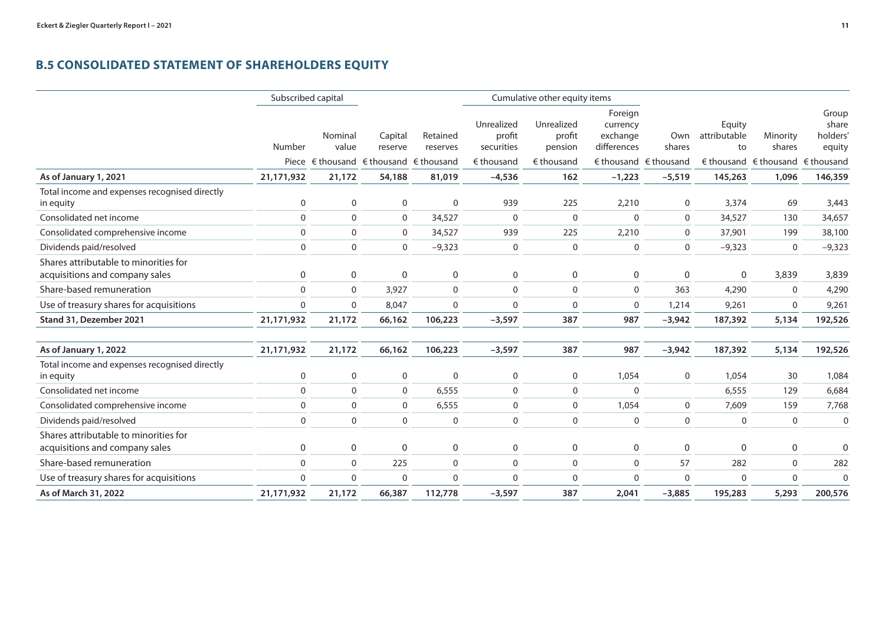## B.5 CONSOLIDATED STATEMENT OF SHAREHOLDERS EQUITY

| | Subscribed capital | | | | Cumulative other equity items | | | | | | |
|---|---|---|---|---|---|---|---|---|---|---|---|
| | Number | Nominal value | Capital reserve | Retained reserves | Unrealized profit securities | Unrealized profit pension | Foreign currency exchange differences | Own shares | Equity attributable to | Minority shares | Group share holders' equity |
| | Piece | € thousand | € thousand | € thousand | € thousand | € thousand | € thousand | € thousand | € thousand | € thousand | € thousand |
| **As of January 1, 2021** | **21,171,932** | **21,172** | **54,188** | **81,019** | **–4,536** | **162** | **–1,223** | **–5,519** | **145,263** | **1,096** | **146,359** |
| Total income and expenses recognised directly in equity | 0 | 0 | 0 | 0 | 939 | 225 | 2,210 | 0 | 3,374 | 69 | 3,443 |
| Consolidated net income | 0 | 0 | 0 | 34,527 | 0 | 0 | 0 | 0 | 34,527 | 130 | 34,657 |
| Consolidated comprehensive income | 0 | 0 | 0 | 34,527 | 939 | 225 | 2,210 | 0 | 37,901 | 199 | 38,100 |
| Dividends paid/resolved | 0 | 0 | 0 | –9,323 | 0 | 0 | 0 | 0 | –9,323 | 0 | –9,323 |
| Shares attributable to minorities for acquisitions and company sales | 0 | 0 | 0 | 0 | 0 | 0 | 0 | 0 | 0 | 3,839 | 3,839 |
| Share-based remuneration | 0 | 0 | 3,927 | 0 | 0 | 0 | 0 | 363 | 4,290 | 0 | 4,290 |
| Use of treasury shares for acquisitions | 0 | 0 | 8,047 | 0 | 0 | 0 | 0 | 1,214 | 9,261 | 0 | 9,261 |
| **Stand 31, Dezember 2021** | **21,171,932** | **21,172** | **66,162** | **106,223** | **–3,597** | **387** | **987** | **–3,942** | **187,392** | **5,134** | **192,526** |
| | | | | | | | | | | | |
| **As of January 1, 2022** | **21,171,932** | **21,172** | **66,162** | **106,223** | **–3,597** | **387** | **987** | **–3,942** | **187,392** | **5,134** | **192,526** |
| Total income and expenses recognised directly in equity | 0 | 0 | 0 | 0 | 0 | 0 | 1,054 | 0 | 1,054 | 30 | 1,084 |
| Consolidated net income | 0 | 0 | 0 | 6,555 | 0 | 0 | 0 | | 6,555 | 129 | 6,684 |
| Consolidated comprehensive income | 0 | 0 | 0 | 6,555 | 0 | 0 | 1,054 | 0 | 7,609 | 159 | 7,768 |
| Dividends paid/resolved | 0 | 0 | 0 | 0 | 0 | 0 | 0 | 0 | 0 | 0 | 0 |
| Shares attributable to minorities for acquisitions and company sales | 0 | 0 | 0 | 0 | 0 | 0 | 0 | 0 | 0 | 0 | 0 |
| Share-based remuneration | 0 | 0 | 225 | 0 | 0 | 0 | 0 | 57 | 282 | 0 | 282 |
| Use of treasury shares for acquisitions | 0 | 0 | 0 | 0 | 0 | 0 | 0 | 0 | 0 | 0 | 0 |
| **As of March 31, 2022** | **21,171,932** | **21,172** | **66,387** | **112,778** | **–3,597** | **387** | **2,041** | **–3,885** | **195,283** | **5,293** | **200,576** |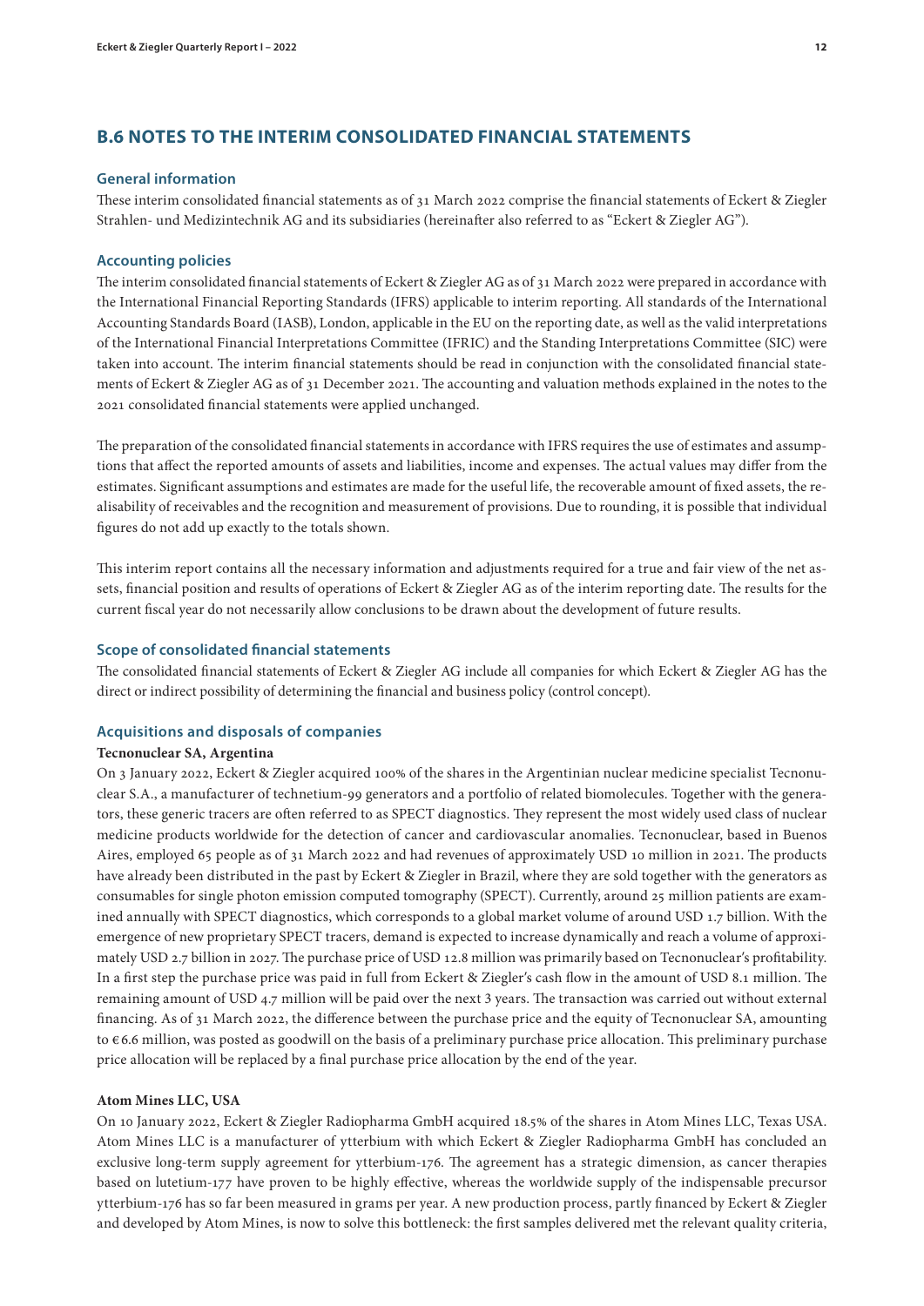## B.6 NOTES TO THE INTERIM CONSOLIDATED FINANCIAL STATEMENTS

### General information

These interim consolidated financial statements as of 31 March 2022 comprise the financial statements of Eckert & Ziegler Strahlen- und Medizintechnik AG and its subsidiaries (hereinafter also referred to as "Eckert & Ziegler AG").

### Accounting policies

The interim consolidated financial statements of Eckert & Ziegler AG as of 31 March 2022 were prepared in accordance with the International Financial Reporting Standards (IFRS) applicable to interim reporting. All standards of the International Accounting Standards Board (IASB), London, applicable in the EU on the reporting date, as well as the valid interpretations of the International Financial Interpretations Committee (IFRIC) and the Standing Interpretations Committee (SIC) were taken into account. The interim financial statements should be read in conjunction with the consolidated financial statements of Eckert & Ziegler AG as of 31 December 2021. The accounting and valuation methods explained in the notes to the 2021 consolidated financial statements were applied unchanged.

The preparation of the consolidated financial statements in accordance with IFRS requires the use of estimates and assumptions that affect the reported amounts of assets and liabilities, income and expenses. The actual values may differ from the estimates. Significant assumptions and estimates are made for the useful life, the recoverable amount of fixed assets, the realisability of receivables and the recognition and measurement of provisions. Due to rounding, it is possible that individual figures do not add up exactly to the totals shown.

This interim report contains all the necessary information and adjustments required for a true and fair view of the net assets, financial position and results of operations of Eckert & Ziegler AG as of the interim reporting date. The results for the current fiscal year do not necessarily allow conclusions to be drawn about the development of future results.

### Scope of consolidated financial statements

The consolidated financial statements of Eckert & Ziegler AG include all companies for which Eckert & Ziegler AG has the direct or indirect possibility of determining the financial and business policy (control concept).

### Acquisitions and disposals of companies

**Tecnonuclear SA, Argentina**

On 3 January 2022, Eckert & Ziegler acquired 100% of the shares in the Argentinian nuclear medicine specialist Tecnonuclear S.A., a manufacturer of technetium-99 generators and a portfolio of related biomolecules. Together with the generators, these generic tracers are often referred to as SPECT diagnostics. They represent the most widely used class of nuclear medicine products worldwide for the detection of cancer and cardiovascular anomalies. Tecnonuclear, based in Buenos Aires, employed 65 people as of 31 March 2022 and had revenues of approximately USD 10 million in 2021. The products have already been distributed in the past by Eckert & Ziegler in Brazil, where they are sold together with the generators as consumables for single photon emission computed tomography (SPECT). Currently, around 25 million patients are examined annually with SPECT diagnostics, which corresponds to a global market volume of around USD 1.7 billion. With the emergence of new proprietary SPECT tracers, demand is expected to increase dynamically and reach a volume of approximately USD 2.7 billion in 2027. The purchase price of USD 12.8 million was primarily based on Tecnonuclear's profitability. In a first step the purchase price was paid in full from Eckert & Ziegler's cash flow in the amount of USD 8.1 million. The remaining amount of USD 4.7 million will be paid over the next 3 years. The transaction was carried out without external financing. As of 31 March 2022, the difference between the purchase price and the equity of Tecnonuclear SA, amounting to € 6.6 million, was posted as goodwill on the basis of a preliminary purchase price allocation. This preliminary purchase price allocation will be replaced by a final purchase price allocation by the end of the year.

**Atom Mines LLC, USA**

On 10 January 2022, Eckert & Ziegler Radiopharma GmbH acquired 18.5% of the shares in Atom Mines LLC, Texas USA. Atom Mines LLC is a manufacturer of ytterbium with which Eckert & Ziegler Radiopharma GmbH has concluded an exclusive long-term supply agreement for ytterbium-176. The agreement has a strategic dimension, as cancer therapies based on lutetium-177 have proven to be highly effective, whereas the worldwide supply of the indispensable precursor ytterbium-176 has so far been measured in grams per year. A new production process, partly financed by Eckert & Ziegler and developed by Atom Mines, is now to solve this bottleneck: the first samples delivered met the relevant quality criteria,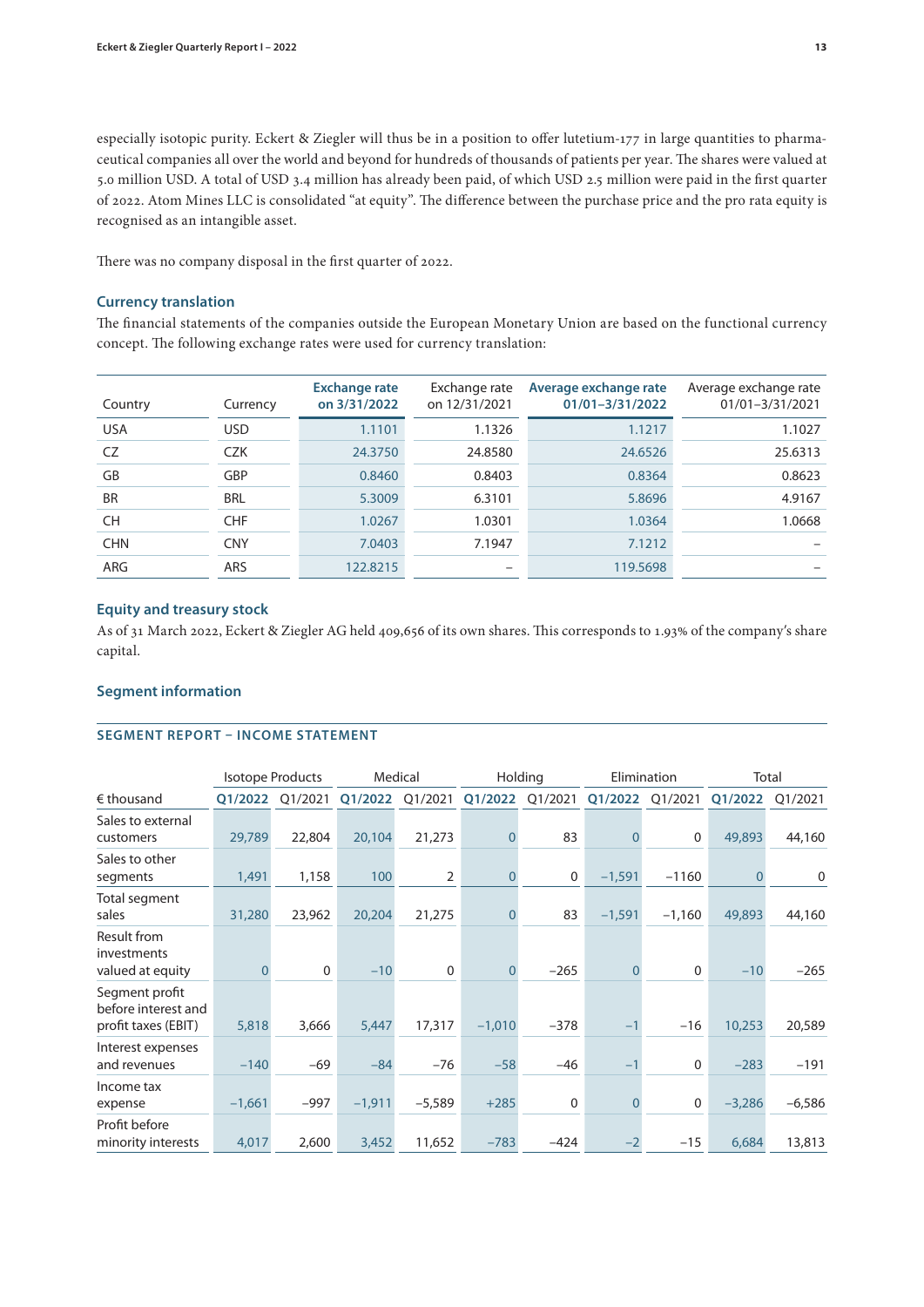especially isotopic purity. Eckert & Ziegler will thus be in a position to offer lutetium-177 in large quantities to pharmaceutical companies all over the world and beyond for hundreds of thousands of patients per year. The shares were valued at 5.0 million USD. A total of USD 3.4 million has already been paid, of which USD 2.5 million were paid in the first quarter of 2022. Atom Mines LLC is consolidated "at equity". The difference between the purchase price and the pro rata equity is recognised as an intangible asset.

There was no company disposal in the first quarter of 2022.

### Currency translation

The financial statements of the companies outside the European Monetary Union are based on the functional currency concept. The following exchange rates were used for currency translation:

| Country | Currency | Exchange rate on 3/31/2022 | Exchange rate on 12/31/2021 | Average exchange rate 01/01–3/31/2022 | Average exchange rate 01/01–3/31/2021 |
|---|---|---|---|---|---|
| USA | USD | 1.1101 | 1.1326 | 1.1217 | 1.1027 |
| CZ | CZK | 24.3750 | 24.8580 | 24.6526 | 25.6313 |
| GB | GBP | 0.8460 | 0.8403 | 0.8364 | 0.8623 |
| BR | BRL | 5.3009 | 6.3101 | 5.8696 | 4.9167 |
| CH | CHF | 1.0267 | 1.0301 | 1.0364 | 1.0668 |
| CHN | CNY | 7.0403 | 7.1947 | 7.1212 | – |
| ARG | ARS | 122.8215 | – | 119.5698 | – |

### Equity and treasury stock

As of 31 March 2022, Eckert & Ziegler AG held 409,656 of its own shares. This corresponds to 1.93% of the company's share capital.

### Segment information

#### SEGMENT REPORT – INCOME STATEMENT

| | Isotope Products | | Medical | | Holding | | Elimination | | Total | |
|---|---|---|---|---|---|---|---|---|---|---|
| € thousand | Q1/2022 | Q1/2021 | Q1/2022 | Q1/2021 | Q1/2022 | Q1/2021 | Q1/2022 | Q1/2021 | Q1/2022 | Q1/2021 |
| Sales to external customers | 29,789 | 22,804 | 20,104 | 21,273 | 0 | 83 | 0 | 0 | 49,893 | 44,160 |
| Sales to other segments | 1,491 | 1,158 | 100 | 2 | 0 | 0 | −1,591 | −1160 | 0 | 0 |
| Total segment sales | 31,280 | 23,962 | 20,204 | 21,275 | 0 | 83 | −1,591 | −1,160 | 49,893 | 44,160 |
| Result from investments valued at equity | 0 | 0 | −10 | 0 | 0 | −265 | 0 | 0 | −10 | −265 |
| Segment profit before interest and profit taxes (EBIT) | 5,818 | 3,666 | 5,447 | 17,317 | −1,010 | −378 | −1 | −16 | 10,253 | 20,589 |
| Interest expenses and revenues | −140 | −69 | −84 | −76 | −58 | −46 | −1 | 0 | −283 | −191 |
| Income tax expense | −1,661 | −997 | −1,911 | −5,589 | +285 | 0 | 0 | 0 | −3,286 | −6,586 |
| Profit before minority interests | 4,017 | 2,600 | 3,452 | 11,652 | −783 | −424 | −2 | −15 | 6,684 | 13,813 |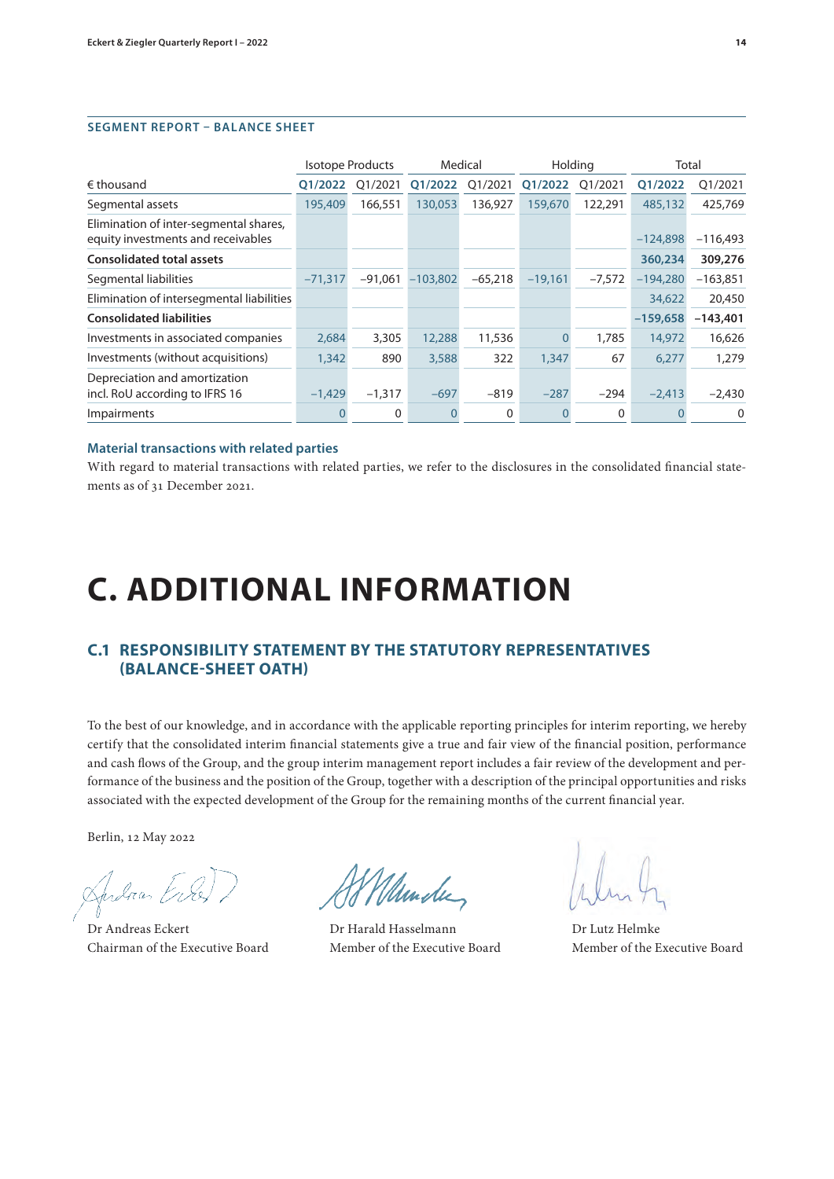### SEGMENT REPORT – BALANCE SHEET

| | Isotope Products | | Medical | | Holding | | Total | |
|---|---|---|---|---|---|---|---|---|
| € thousand | Q1/2022 | Q1/2021 | Q1/2022 | Q1/2021 | Q1/2022 | Q1/2021 | Q1/2022 | Q1/2021 |
| Segmental assets | 195,409 | 166,551 | 130,053 | 136,927 | 159,670 | 122,291 | 485,132 | 425,769 |
| Elimination of inter-segmental shares, equity investments and receivables | | | | | | | −124,898 | −116,493 |
| **Consolidated total assets** | | | | | | | **360,234** | **309,276** |
| Segmental liabilities | −71,317 | −91,061 | −103,802 | −65,218 | −19,161 | −7,572 | −194,280 | −163,851 |
| Elimination of intersegmental liabilities | | | | | | | 34,622 | 20,450 |
| **Consolidated liabilities** | | | | | | | **−159,658** | **−143,401** |
| Investments in associated companies | 2,684 | 3,305 | 12,288 | 11,536 | 0 | 1,785 | 14,972 | 16,626 |
| Investments (without acquisitions) | 1,342 | 890 | 3,588 | 322 | 1,347 | 67 | 6,277 | 1,279 |
| Depreciation and amortization incl. RoU according to IFRS 16 | −1,429 | −1,317 | −697 | −819 | −287 | −294 | −2,413 | −2,430 |
| Impairments | 0 | 0 | 0 | 0 | 0 | 0 | 0 | 0 |

#### Material transactions with related parties

With regard to material transactions with related parties, we refer to the disclosures in the consolidated financial statements as of 31 December 2021.

# C. ADDITIONAL INFORMATION

## C.1 RESPONSIBILITY STATEMENT BY THE STATUTORY REPRESENTATIVES (BALANCE-SHEET OATH)

To the best of our knowledge, and in accordance with the applicable reporting principles for interim reporting, we hereby certify that the consolidated interim financial statements give a true and fair view of the financial position, performance and cash flows of the Group, and the group interim management report includes a fair review of the development and performance of the business and the position of the Group, together with a description of the principal opportunities and risks associated with the expected development of the Group for the remaining months of the current financial year.

Berlin, 12 May 2022

Dr Andreas Eckert
Chairman of the Executive Board

Dr Harald Hasselmann
Member of the Executive Board

Dr Lutz Helmke
Member of the Executive Board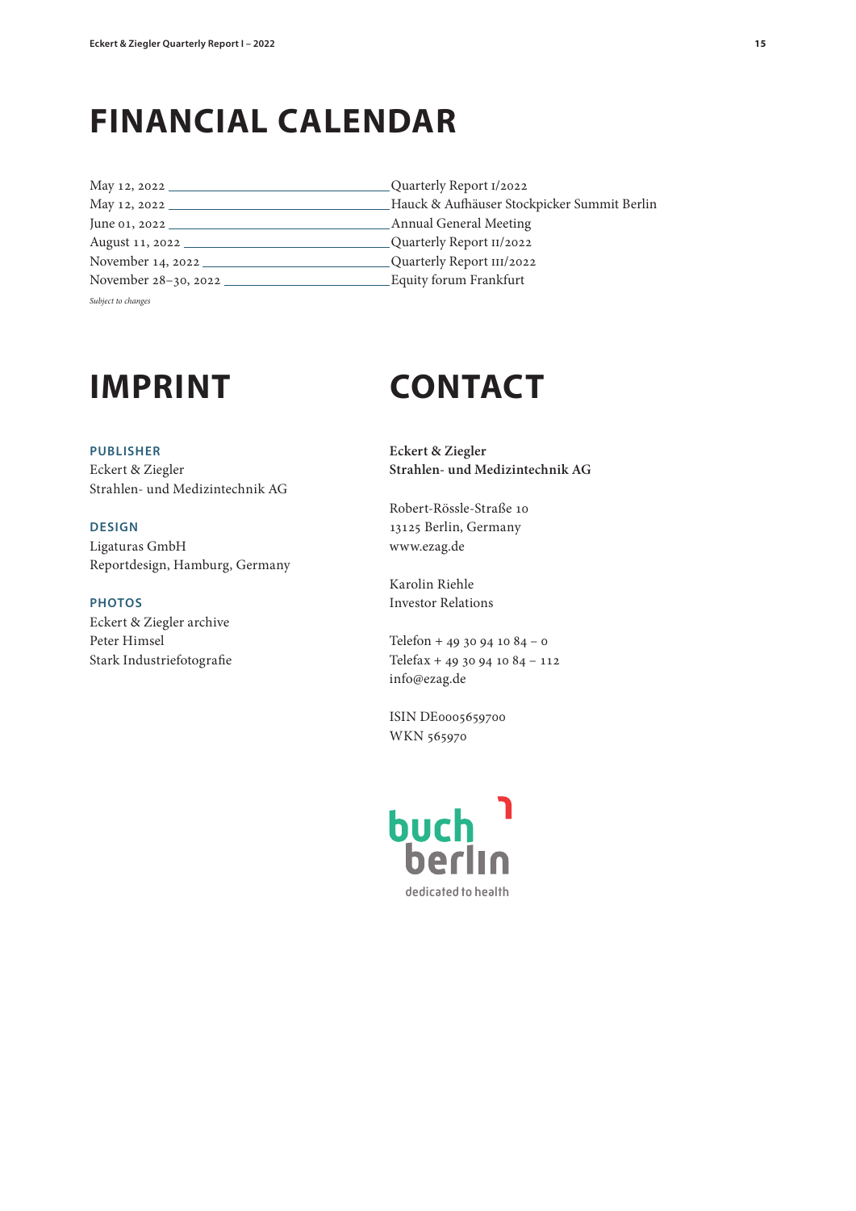# FINANCIAL CALENDAR

| | |
|---|---|
| May 12, 2022 | Quarterly Report I/2022 |
| May 12, 2022 | Hauck & Aufhäuser Stockpicker Summit Berlin |
| June 01, 2022 | Annual General Meeting |
| August 11, 2022 | Quarterly Report II/2022 |
| November 14, 2022 | Quarterly Report III/2022 |
| November 28–30, 2022 | Equity forum Frankfurt |

*Subject to changes*

# IMPRINT

**PUBLISHER**
Eckert & Ziegler
Strahlen- und Medizintechnik AG

**DESIGN**
Ligaturas GmbH
Reportdesign, Hamburg, Germany

**PHOTOS**
Eckert & Ziegler archive
Peter Himsel
Stark Industriefotografie

# CONTACT

**Eckert & Ziegler**
**Strahlen- und Medizintechnik AG**

Robert-Rössle-Straße 10
13125 Berlin, Germany
www.ezag.de

Karolin Riehle
Investor Relations

Telefon + 49 30 94 10 84 – 0
Telefax + 49 30 94 10 84 – 112
info@ezag.de

ISIN DE0005659700
WKN 565970

buch berlin
dedicated to health